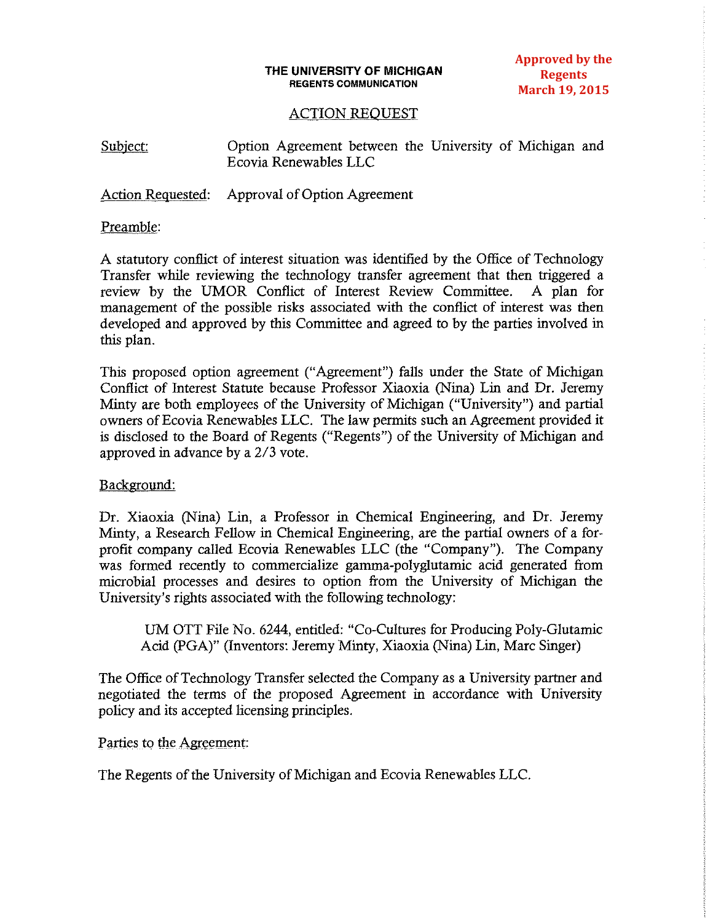**THE UNIVERSITY OF MICHIGAN**
**REGENTS COMMUNICATION**

**Approved by the Regents March 19, 2015**

## ACTION REQUEST

Subject: Option Agreement between the University of Michigan and Ecovia Renewables LLC

Action Requested: Approval of Option Agreement

Preamble:

A statutory conflict of interest situation was identified by the Office of Technology Transfer while reviewing the technology transfer agreement that then triggered a review by the UMOR Conflict of Interest Review Committee. A plan for management of the possible risks associated with the conflict of interest was then developed and approved by this Committee and agreed to by the parties involved in this plan.

This proposed option agreement ("Agreement") falls under the State of Michigan Conflict of Interest Statute because Professor Xiaoxia (Nina) Lin and Dr. Jeremy Minty are both employees of the University of Michigan ("University") and partial owners of Ecovia Renewables LLC. The law permits such an Agreement provided it is disclosed to the Board of Regents ("Regents") of the University of Michigan and approved in advance by a 2/3 vote.

Background:

Dr. Xiaoxia (Nina) Lin, a Professor in Chemical Engineering, and Dr. Jeremy Minty, a Research Fellow in Chemical Engineering, are the partial owners of a for-profit company called Ecovia Renewables LLC (the "Company"). The Company was formed recently to commercialize gamma-polyglutamic acid generated from microbial processes and desires to option from the University of Michigan the University's rights associated with the following technology:

> UM OTT File No. 6244, entitled: "Co-Cultures for Producing Poly-Glutamic Acid (PGA)" (Inventors: Jeremy Minty, Xiaoxia (Nina) Lin, Marc Singer)

The Office of Technology Transfer selected the Company as a University partner and negotiated the terms of the proposed Agreement in accordance with University policy and its accepted licensing principles.

Parties to the Agreement:

The Regents of the University of Michigan and Ecovia Renewables LLC.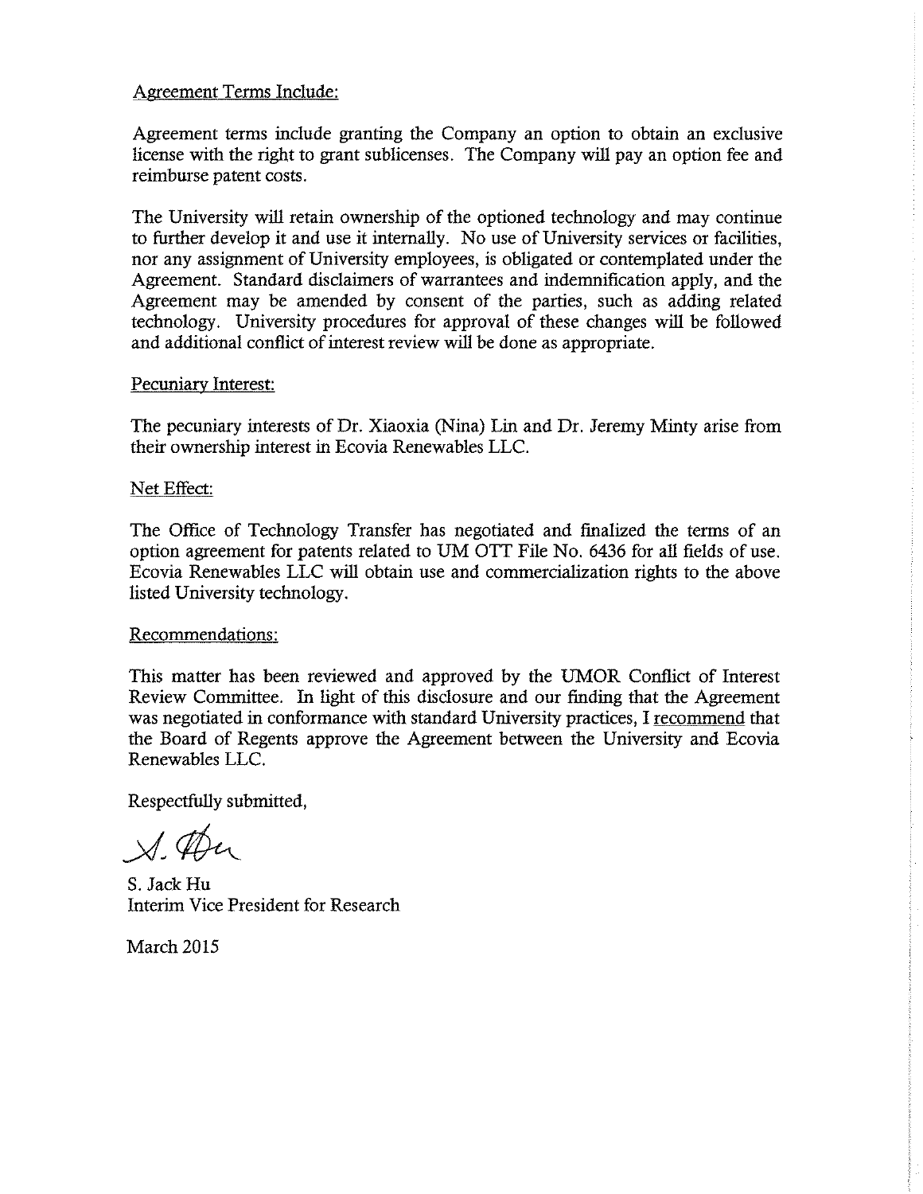Agreement Terms Include:

Agreement terms include granting the Company an option to obtain an exclusive license with the right to grant sublicenses. The Company will pay an option fee and reimburse patent costs.

The University will retain ownership of the optioned technology and may continue to further develop it and use it internally. No use of University services or facilities, nor any assignment of University employees, is obligated or contemplated under the Agreement. Standard disclaimers of warrantees and indemnification apply, and the Agreement may be amended by consent of the parties, such as adding related technology. University procedures for approval of these changes will be followed and additional conflict of interest review will be done as appropriate.

Pecuniary Interest:

The pecuniary interests of Dr. Xiaoxia (Nina) Lin and Dr. Jeremy Minty arise from their ownership interest in Ecovia Renewables LLC.

Net Effect:

The Office of Technology Transfer has negotiated and finalized the terms of an option agreement for patents related to UM OTT File No. 6436 for all fields of use. Ecovia Renewables LLC will obtain use and commercialization rights to the above listed University technology.

Recommendations:

This matter has been reviewed and approved by the UMOR Conflict of Interest Review Committee. In light of this disclosure and our finding that the Agreement was negotiated in conformance with standard University practices, I recommend that the Board of Regents approve the Agreement between the University and Ecovia Renewables LLC.

Respectfully submitted,

S. Jack Hu
Interim Vice President for Research

March 2015